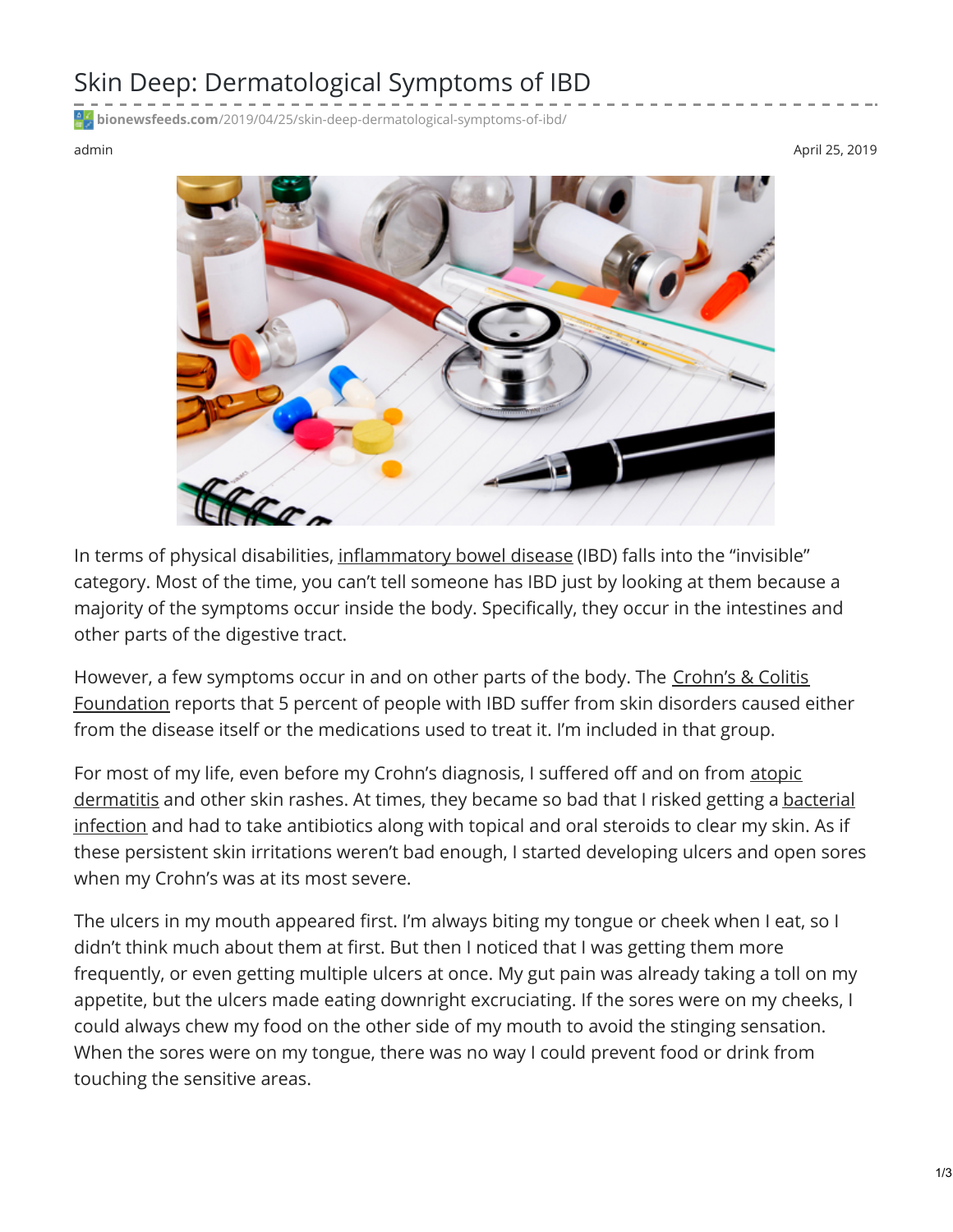# Skin Deep: Dermatological Symptoms of IBD

bionewsfeeds.com/2019/04/25/skin-deep-dermatological-symptoms-of-ibd/

admin

April 25, 2019

In terms of physical disabilities, inflammatory bowel disease (IBD) falls into the "invisible" category. Most of the time, you can't tell someone has IBD just by looking at them because a majority of the symptoms occur inside the body. Specifically, they occur in the intestines and other parts of the digestive tract.

However, a few symptoms occur in and on other parts of the body. The Crohn's & Colitis Foundation reports that 5 percent of people with IBD suffer from skin disorders caused either from the disease itself or the medications used to treat it. I'm included in that group.

For most of my life, even before my Crohn's diagnosis, I suffered off and on from atopic dermatitis and other skin rashes. At times, they became so bad that I risked getting a bacterial infection and had to take antibiotics along with topical and oral steroids to clear my skin. As if these persistent skin irritations weren't bad enough, I started developing ulcers and open sores when my Crohn's was at its most severe.

The ulcers in my mouth appeared first. I'm always biting my tongue or cheek when I eat, so I didn't think much about them at first. But then I noticed that I was getting them more frequently, or even getting multiple ulcers at once. My gut pain was already taking a toll on my appetite, but the ulcers made eating downright excruciating. If the sores were on my cheeks, I could always chew my food on the other side of my mouth to avoid the stinging sensation. When the sores were on my tongue, there was no way I could prevent food or drink from touching the sensitive areas.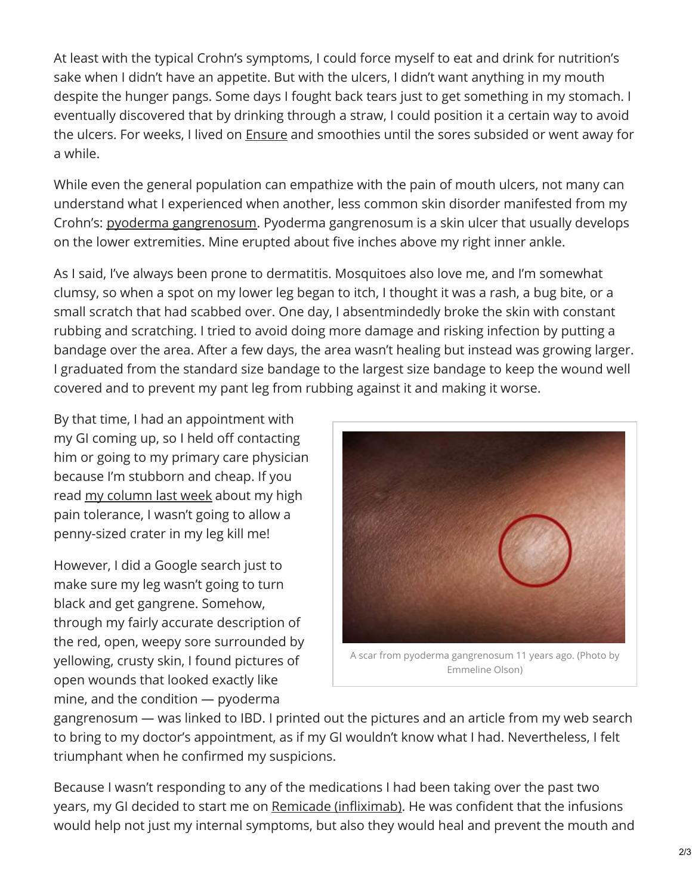At least with the typical Crohn's symptoms, I could force myself to eat and drink for nutrition's sake when I didn't have an appetite. But with the ulcers, I didn't want anything in my mouth despite the hunger pangs. Some days I fought back tears just to get something in my stomach. I eventually discovered that by drinking through a straw, I could position it a certain way to avoid the ulcers. For weeks, I lived on Ensure and smoothies until the sores subsided or went away for a while.

While even the general population can empathize with the pain of mouth ulcers, not many can understand what I experienced when another, less common skin disorder manifested from my Crohn's: pyoderma gangrenosum. Pyoderma gangrenosum is a skin ulcer that usually develops on the lower extremities. Mine erupted about five inches above my right inner ankle.

As I said, I've always been prone to dermatitis. Mosquitoes also love me, and I'm somewhat clumsy, so when a spot on my lower leg began to itch, I thought it was a rash, a bug bite, or a small scratch that had scabbed over. One day, I absentmindedly broke the skin with constant rubbing and scratching. I tried to avoid doing more damage and risking infection by putting a bandage over the area. After a few days, the area wasn't healing but instead was growing larger. I graduated from the standard size bandage to the largest size bandage to keep the wound well covered and to prevent my pant leg from rubbing against it and making it worse.

By that time, I had an appointment with my GI coming up, so I held off contacting him or going to my primary care physician because I'm stubborn and cheap. If you read my column last week about my high pain tolerance, I wasn't going to allow a penny-sized crater in my leg kill me!

A scar from pyoderma gangrenosum 11 years ago. (Photo by Emmeline Olson)

However, I did a Google search just to make sure my leg wasn't going to turn black and get gangrene. Somehow, through my fairly accurate description of the red, open, weepy sore surrounded by yellowing, crusty skin, I found pictures of open wounds that looked exactly like mine, and the condition — pyoderma gangrenosum — was linked to IBD. I printed out the pictures and an article from my web search to bring to my doctor's appointment, as if my GI wouldn't know what I had. Nevertheless, I felt triumphant when he confirmed my suspicions.

Because I wasn't responding to any of the medications I had been taking over the past two years, my GI decided to start me on Remicade (infliximab). He was confident that the infusions would help not just my internal symptoms, but also they would heal and prevent the mouth and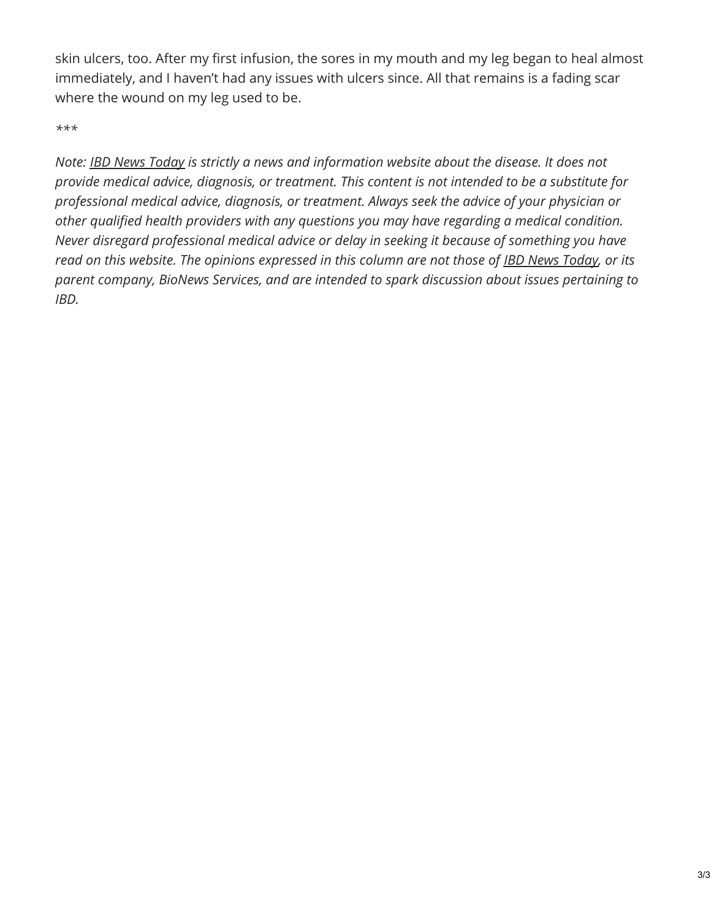skin ulcers, too. After my first infusion, the sores in my mouth and my leg began to heal almost immediately, and I haven't had any issues with ulcers since. All that remains is a fading scar where the wound on my leg used to be.

***

*Note: IBD News Today is strictly a news and information website about the disease. It does not provide medical advice, diagnosis, or treatment. This content is not intended to be a substitute for professional medical advice, diagnosis, or treatment. Always seek the advice of your physician or other qualified health providers with any questions you may have regarding a medical condition. Never disregard professional medical advice or delay in seeking it because of something you have read on this website. The opinions expressed in this column are not those of IBD News Today, or its parent company, BioNews Services, and are intended to spark discussion about issues pertaining to IBD.*